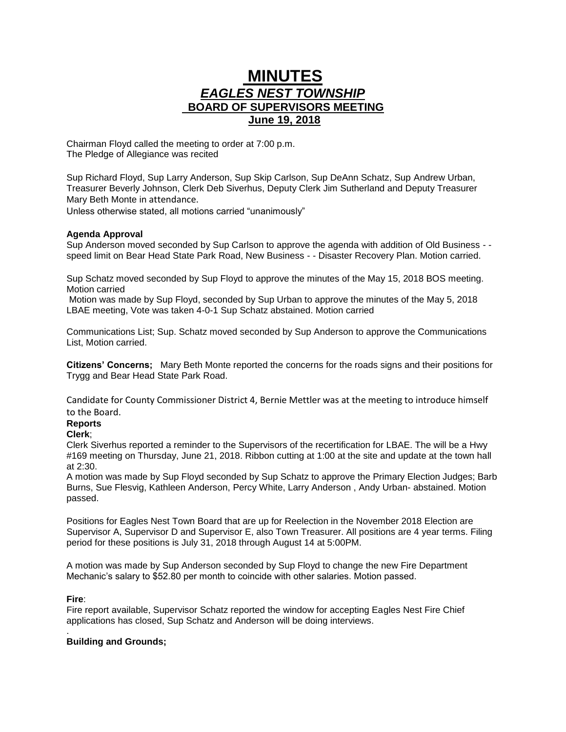# MINUTES

## *EAGLES NEST TOWNSHIP*

## BOARD OF SUPERVISORS MEETING

## June 19, 2018

Chairman Floyd called the meeting to order at 7:00 p.m.
The Pledge of Allegiance was recited

Sup Richard Floyd, Sup Larry Anderson, Sup Skip Carlson, Sup DeAnn Schatz, Sup Andrew Urban, Treasurer Beverly Johnson, Clerk Deb Siverhus, Deputy Clerk Jim Sutherland and Deputy Treasurer Mary Beth Monte in attendance.
Unless otherwise stated, all motions carried "unanimously"

**Agenda Approval**
Sup Anderson moved seconded by Sup Carlson to approve the agenda with addition of Old Business - - speed limit on Bear Head State Park Road, New Business - - Disaster Recovery Plan. Motion carried.

Sup Schatz moved seconded by Sup Floyd to approve the minutes of the May 15, 2018 BOS meeting. Motion carried
Motion was made by Sup Floyd, seconded by Sup Urban to approve the minutes of the May 5, 2018 LBAE meeting, Vote was taken 4-0-1 Sup Schatz abstained. Motion carried

Communications List; Sup. Schatz moved seconded by Sup Anderson to approve the Communications List, Motion carried.

**Citizens' Concerns;** Mary Beth Monte reported the concerns for the roads signs and their positions for Trygg and Bear Head State Park Road.

Candidate for County Commissioner District 4, Bernie Mettler was at the meeting to introduce himself to the Board.

**Reports**

**Clerk**;
Clerk Siverhus reported a reminder to the Supervisors of the recertification for LBAE. The will be a Hwy #169 meeting on Thursday, June 21, 2018. Ribbon cutting at 1:00 at the site and update at the town hall at 2:30.
A motion was made by Sup Floyd seconded by Sup Schatz to approve the Primary Election Judges; Barb Burns, Sue Flesvig, Kathleen Anderson, Percy White, Larry Anderson , Andy Urban- abstained. Motion passed.

Positions for Eagles Nest Town Board that are up for Reelection in the November 2018 Election are Supervisor A, Supervisor D and Supervisor E, also Town Treasurer. All positions are 4 year terms. Filing period for these positions is July 31, 2018 through August 14 at 5:00PM.

A motion was made by Sup Anderson seconded by Sup Floyd to change the new Fire Department Mechanic's salary to $52.80 per month to coincide with other salaries. Motion passed.

**Fire**:
Fire report available, Supervisor Schatz reported the window for accepting Eagles Nest Fire Chief applications has closed, Sup Schatz and Anderson will be doing interviews.

.
**Building and Grounds;**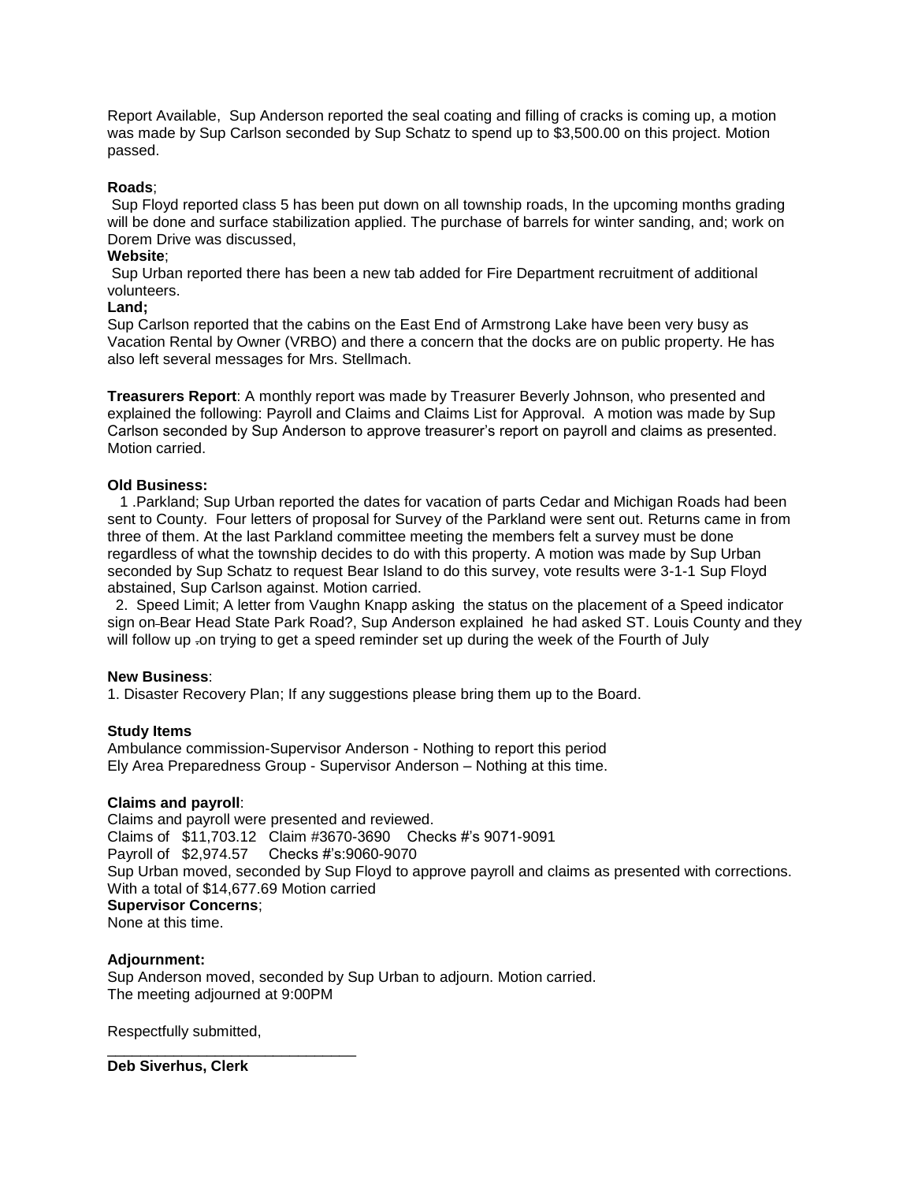Report Available, Sup Anderson reported the seal coating and filling of cracks is coming up, a motion was made by Sup Carlson seconded by Sup Schatz to spend up to $3,500.00 on this project. Motion passed.

**Roads**;
Sup Floyd reported class 5 has been put down on all township roads, In the upcoming months grading will be done and surface stabilization applied. The purchase of barrels for winter sanding, and; work on Dorem Drive was discussed,

**Website**;
Sup Urban reported there has been a new tab added for Fire Department recruitment of additional volunteers.

**Land;**
Sup Carlson reported that the cabins on the East End of Armstrong Lake have been very busy as Vacation Rental by Owner (VRBO) and there a concern that the docks are on public property. He has also left several messages for Mrs. Stellmach.

**Treasurers Report**: A monthly report was made by Treasurer Beverly Johnson, who presented and explained the following: Payroll and Claims and Claims List for Approval. A motion was made by Sup Carlson seconded by Sup Anderson to approve treasurer's report on payroll and claims as presented. Motion carried.

**Old Business:**

1 .Parkland; Sup Urban reported the dates for vacation of parts Cedar and Michigan Roads had been sent to County. Four letters of proposal for Survey of the Parkland were sent out. Returns came in from three of them. At the last Parkland committee meeting the members felt a survey must be done regardless of what the township decides to do with this property. A motion was made by Sup Urban seconded by Sup Schatz to request Bear Island to do this survey, vote results were 3-1-1 Sup Floyd abstained, Sup Carlson against. Motion carried.

2. Speed Limit; A letter from Vaughn Knapp asking the status on the placement of a Speed indicator sign on Bear Head State Park Road?, Sup Anderson explained he had asked ST. Louis County and they will follow up on trying to get a speed reminder set up during the week of the Fourth of July

**New Business**:
1. Disaster Recovery Plan; If any suggestions please bring them up to the Board.

**Study Items**
Ambulance commission-Supervisor Anderson - Nothing to report this period
Ely Area Preparedness Group - Supervisor Anderson – Nothing at this time.

**Claims and payroll**:
Claims and payroll were presented and reviewed.
Claims of $11,703.12 Claim #3670-3690 Checks #'s 9071-9091
Payroll of $2,974.57 Checks #'s:9060-9070
Sup Urban moved, seconded by Sup Floyd to approve payroll and claims as presented with corrections. With a total of $14,677.69 Motion carried

**Supervisor Concerns**;
None at this time.

**Adjournment:**
Sup Anderson moved, seconded by Sup Urban to adjourn. Motion carried.
The meeting adjourned at 9:00PM

Respectfully submitted,

______________________________
**Deb Siverhus, Clerk**